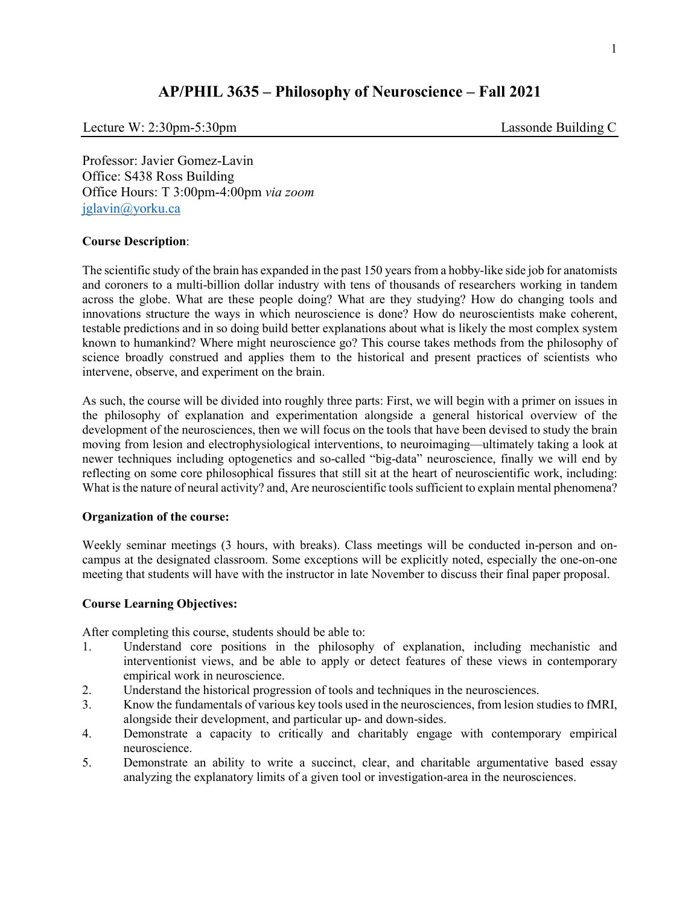# AP/PHIL 3635 – Philosophy of Neuroscience – Fall 2021

Lecture W: 2:30pm-5:30pm                                                                 Lassonde Building C

Professor: Javier Gomez-Lavin
Office: S438 Ross Building
Office Hours: T 3:00pm-4:00pm *via zoom*
jglavin@yorku.ca

**Course Description**:

The scientific study of the brain has expanded in the past 150 years from a hobby-like side job for anatomists and coroners to a multi-billion dollar industry with tens of thousands of researchers working in tandem across the globe. What are these people doing? What are they studying? How do changing tools and innovations structure the ways in which neuroscience is done? How do neuroscientists make coherent, testable predictions and in so doing build better explanations about what is likely the most complex system known to humankind? Where might neuroscience go? This course takes methods from the philosophy of science broadly construed and applies them to the historical and present practices of scientists who intervene, observe, and experiment on the brain.

As such, the course will be divided into roughly three parts: First, we will begin with a primer on issues in the philosophy of explanation and experimentation alongside a general historical overview of the development of the neurosciences, then we will focus on the tools that have been devised to study the brain moving from lesion and electrophysiological interventions, to neuroimaging—ultimately taking a look at newer techniques including optogenetics and so-called "big-data" neuroscience, finally we will end by reflecting on some core philosophical fissures that still sit at the heart of neuroscientific work, including: What is the nature of neural activity? and, Are neuroscientific tools sufficient to explain mental phenomena?

**Organization of the course:**

Weekly seminar meetings (3 hours, with breaks). Class meetings will be conducted in-person and on-campus at the designated classroom. Some exceptions will be explicitly noted, especially the one-on-one meeting that students will have with the instructor in late November to discuss their final paper proposal.

**Course Learning Objectives:**

After completing this course, students should be able to:

1. Understand core positions in the philosophy of explanation, including mechanistic and interventionist views, and be able to apply or detect features of these views in contemporary empirical work in neuroscience.
2. Understand the historical progression of tools and techniques in the neurosciences.
3. Know the fundamentals of various key tools used in the neurosciences, from lesion studies to fMRI, alongside their development, and particular up- and down-sides.
4. Demonstrate a capacity to critically and charitably engage with contemporary empirical neuroscience.
5. Demonstrate an ability to write a succinct, clear, and charitable argumentative based essay analyzing the explanatory limits of a given tool or investigation-area in the neurosciences.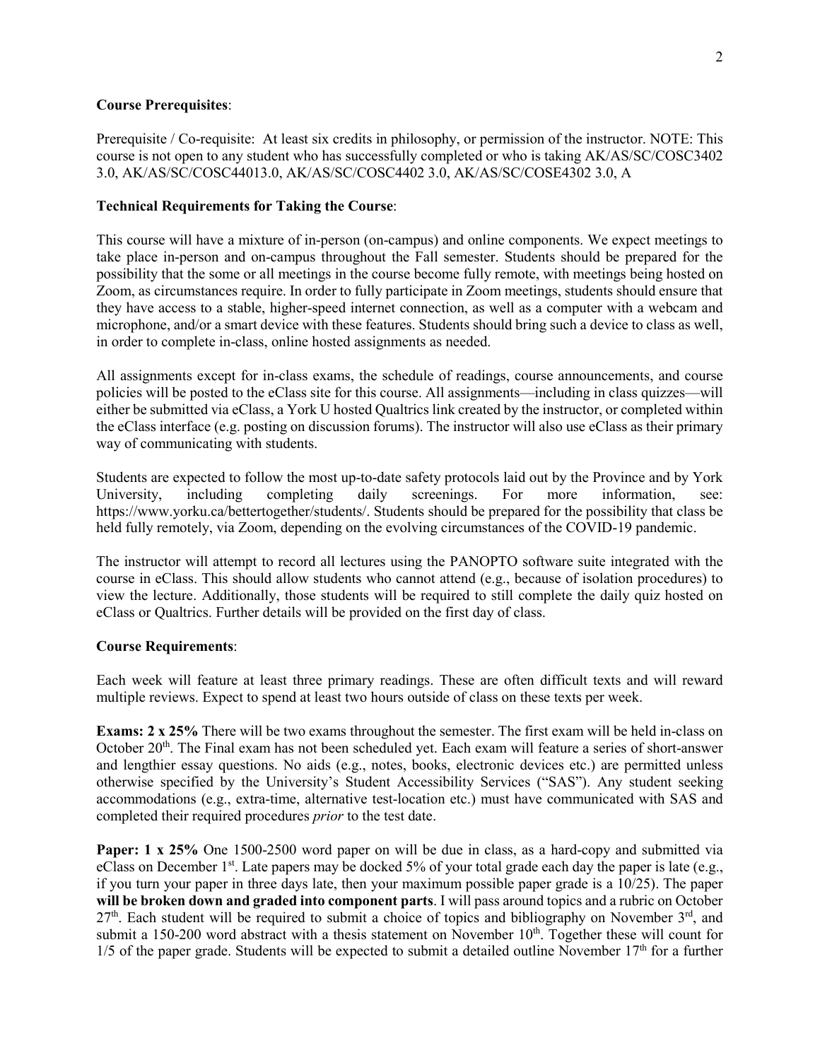**Course Prerequisites**:

Prerequisite / Co-requisite: At least six credits in philosophy, or permission of the instructor. NOTE: This course is not open to any student who has successfully completed or who is taking AK/AS/SC/COSC3402 3.0, AK/AS/SC/COSC44013.0, AK/AS/SC/COSC4402 3.0, AK/AS/SC/COSE4302 3.0, A

**Technical Requirements for Taking the Course**:

This course will have a mixture of in-person (on-campus) and online components. We expect meetings to take place in-person and on-campus throughout the Fall semester. Students should be prepared for the possibility that the some or all meetings in the course become fully remote, with meetings being hosted on Zoom, as circumstances require. In order to fully participate in Zoom meetings, students should ensure that they have access to a stable, higher-speed internet connection, as well as a computer with a webcam and microphone, and/or a smart device with these features. Students should bring such a device to class as well, in order to complete in-class, online hosted assignments as needed.

All assignments except for in-class exams, the schedule of readings, course announcements, and course policies will be posted to the eClass site for this course. All assignments—including in class quizzes—will either be submitted via eClass, a York U hosted Qualtrics link created by the instructor, or completed within the eClass interface (e.g. posting on discussion forums). The instructor will also use eClass as their primary way of communicating with students.

Students are expected to follow the most up-to-date safety protocols laid out by the Province and by York University, including completing daily screenings. For more information, see: https://www.yorku.ca/bettertogether/students/. Students should be prepared for the possibility that class be held fully remotely, via Zoom, depending on the evolving circumstances of the COVID-19 pandemic.

The instructor will attempt to record all lectures using the PANOPTO software suite integrated with the course in eClass. This should allow students who cannot attend (e.g., because of isolation procedures) to view the lecture. Additionally, those students will be required to still complete the daily quiz hosted on eClass or Qualtrics. Further details will be provided on the first day of class.

**Course Requirements**:

Each week will feature at least three primary readings. These are often difficult texts and will reward multiple reviews. Expect to spend at least two hours outside of class on these texts per week.

**Exams: 2 x 25%** There will be two exams throughout the semester. The first exam will be held in-class on October 20th. The Final exam has not been scheduled yet. Each exam will feature a series of short-answer and lengthier essay questions. No aids (e.g., notes, books, electronic devices etc.) are permitted unless otherwise specified by the University's Student Accessibility Services ("SAS"). Any student seeking accommodations (e.g., extra-time, alternative test-location etc.) must have communicated with SAS and completed their required procedures *prior* to the test date.

**Paper: 1 x 25%** One 1500-2500 word paper on will be due in class, as a hard-copy and submitted via eClass on December 1st. Late papers may be docked 5% of your total grade each day the paper is late (e.g., if you turn your paper in three days late, then your maximum possible paper grade is a 10/25). The paper **will be broken down and graded into component parts**. I will pass around topics and a rubric on October 27th. Each student will be required to submit a choice of topics and bibliography on November 3rd, and submit a 150-200 word abstract with a thesis statement on November 10th. Together these will count for 1/5 of the paper grade. Students will be expected to submit a detailed outline November 17th for a further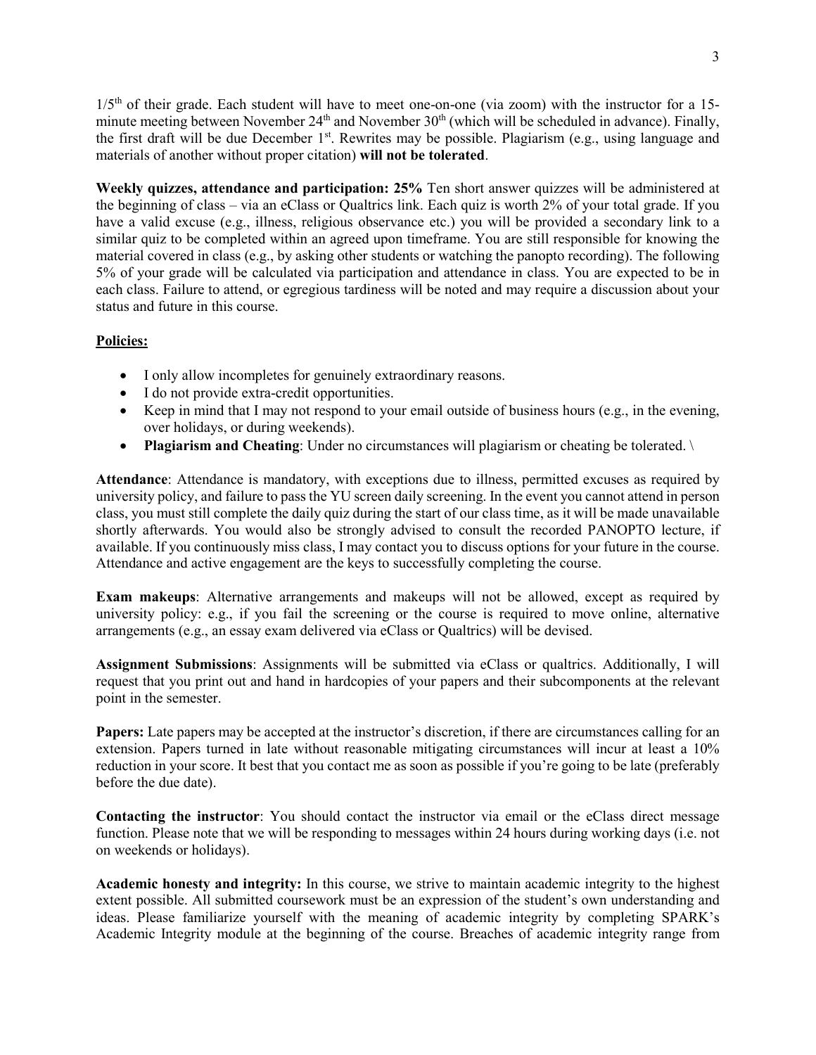1/5th of their grade. Each student will have to meet one-on-one (via zoom) with the instructor for a 15-minute meeting between November 24th and November 30th (which will be scheduled in advance). Finally, the first draft will be due December 1st. Rewrites may be possible. Plagiarism (e.g., using language and materials of another without proper citation) **will not be tolerated**.

**Weekly quizzes, attendance and participation: 25%** Ten short answer quizzes will be administered at the beginning of class – via an eClass or Qualtrics link. Each quiz is worth 2% of your total grade. If you have a valid excuse (e.g., illness, religious observance etc.) you will be provided a secondary link to a similar quiz to be completed within an agreed upon timeframe. You are still responsible for knowing the material covered in class (e.g., by asking other students or watching the panopto recording). The following 5% of your grade will be calculated via participation and attendance in class. You are expected to be in each class. Failure to attend, or egregious tardiness will be noted and may require a discussion about your status and future in this course.

## Policies:

- I only allow incompletes for genuinely extraordinary reasons.
- I do not provide extra-credit opportunities.
- Keep in mind that I may not respond to your email outside of business hours (e.g., in the evening, over holidays, or during weekends).
- **Plagiarism and Cheating**: Under no circumstances will plagiarism or cheating be tolerated. \

**Attendance**: Attendance is mandatory, with exceptions due to illness, permitted excuses as required by university policy, and failure to pass the YU screen daily screening. In the event you cannot attend in person class, you must still complete the daily quiz during the start of our class time, as it will be made unavailable shortly afterwards. You would also be strongly advised to consult the recorded PANOPTO lecture, if available. If you continuously miss class, I may contact you to discuss options for your future in the course. Attendance and active engagement are the keys to successfully completing the course.

**Exam makeups**: Alternative arrangements and makeups will not be allowed, except as required by university policy: e.g., if you fail the screening or the course is required to move online, alternative arrangements (e.g., an essay exam delivered via eClass or Qualtrics) will be devised.

**Assignment Submissions**: Assignments will be submitted via eClass or qualtrics. Additionally, I will request that you print out and hand in hardcopies of your papers and their subcomponents at the relevant point in the semester.

**Papers:** Late papers may be accepted at the instructor's discretion, if there are circumstances calling for an extension. Papers turned in late without reasonable mitigating circumstances will incur at least a 10% reduction in your score. It best that you contact me as soon as possible if you're going to be late (preferably before the due date).

**Contacting the instructor**: You should contact the instructor via email or the eClass direct message function. Please note that we will be responding to messages within 24 hours during working days (i.e. not on weekends or holidays).

**Academic honesty and integrity:** In this course, we strive to maintain academic integrity to the highest extent possible. All submitted coursework must be an expression of the student's own understanding and ideas. Please familiarize yourself with the meaning of academic integrity by completing SPARK's Academic Integrity module at the beginning of the course. Breaches of academic integrity range from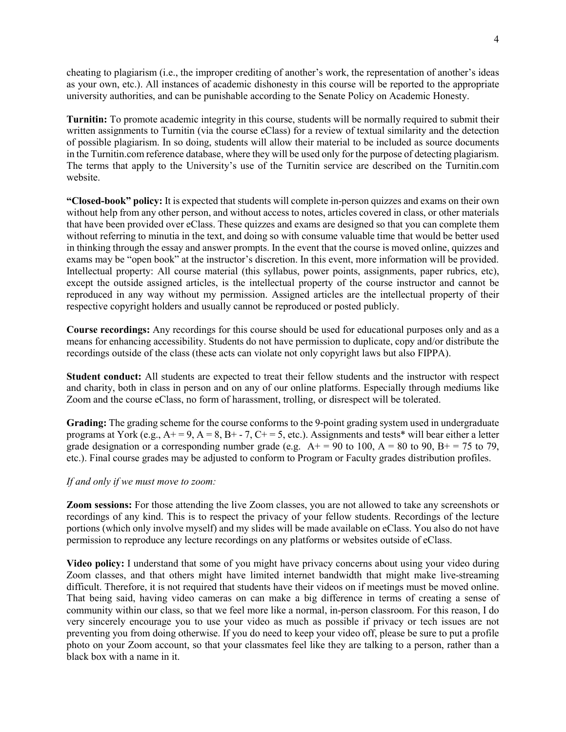cheating to plagiarism (i.e., the improper crediting of another's work, the representation of another's ideas as your own, etc.). All instances of academic dishonesty in this course will be reported to the appropriate university authorities, and can be punishable according to the Senate Policy on Academic Honesty.

**Turnitin:** To promote academic integrity in this course, students will be normally required to submit their written assignments to Turnitin (via the course eClass) for a review of textual similarity and the detection of possible plagiarism. In so doing, students will allow their material to be included as source documents in the Turnitin.com reference database, where they will be used only for the purpose of detecting plagiarism. The terms that apply to the University's use of the Turnitin service are described on the Turnitin.com website.

**"Closed-book" policy:** It is expected that students will complete in-person quizzes and exams on their own without help from any other person, and without access to notes, articles covered in class, or other materials that have been provided over eClass. These quizzes and exams are designed so that you can complete them without referring to minutia in the text, and doing so with consume valuable time that would be better used in thinking through the essay and answer prompts. In the event that the course is moved online, quizzes and exams may be "open book" at the instructor's discretion. In this event, more information will be provided. Intellectual property: All course material (this syllabus, power points, assignments, paper rubrics, etc), except the outside assigned articles, is the intellectual property of the course instructor and cannot be reproduced in any way without my permission. Assigned articles are the intellectual property of their respective copyright holders and usually cannot be reproduced or posted publicly.

**Course recordings:** Any recordings for this course should be used for educational purposes only and as a means for enhancing accessibility. Students do not have permission to duplicate, copy and/or distribute the recordings outside of the class (these acts can violate not only copyright laws but also FIPPA).

**Student conduct:** All students are expected to treat their fellow students and the instructor with respect and charity, both in class in person and on any of our online platforms. Especially through mediums like Zoom and the course eClass, no form of harassment, trolling, or disrespect will be tolerated.

**Grading:** The grading scheme for the course conforms to the 9-point grading system used in undergraduate programs at York (e.g., A+ = 9, A = 8, B+ - 7, C+ = 5, etc.). Assignments and tests* will bear either a letter grade designation or a corresponding number grade (e.g. A+ = 90 to 100, A = 80 to 90, B+ = 75 to 79, etc.). Final course grades may be adjusted to conform to Program or Faculty grades distribution profiles.

*If and only if we must move to zoom:*

**Zoom sessions:** For those attending the live Zoom classes, you are not allowed to take any screenshots or recordings of any kind. This is to respect the privacy of your fellow students. Recordings of the lecture portions (which only involve myself) and my slides will be made available on eClass. You also do not have permission to reproduce any lecture recordings on any platforms or websites outside of eClass.

**Video policy:** I understand that some of you might have privacy concerns about using your video during Zoom classes, and that others might have limited internet bandwidth that might make live-streaming difficult. Therefore, it is not required that students have their videos on if meetings must be moved online. That being said, having video cameras on can make a big difference in terms of creating a sense of community within our class, so that we feel more like a normal, in-person classroom. For this reason, I do very sincerely encourage you to use your video as much as possible if privacy or tech issues are not preventing you from doing otherwise. If you do need to keep your video off, please be sure to put a profile photo on your Zoom account, so that your classmates feel like they are talking to a person, rather than a black box with a name in it.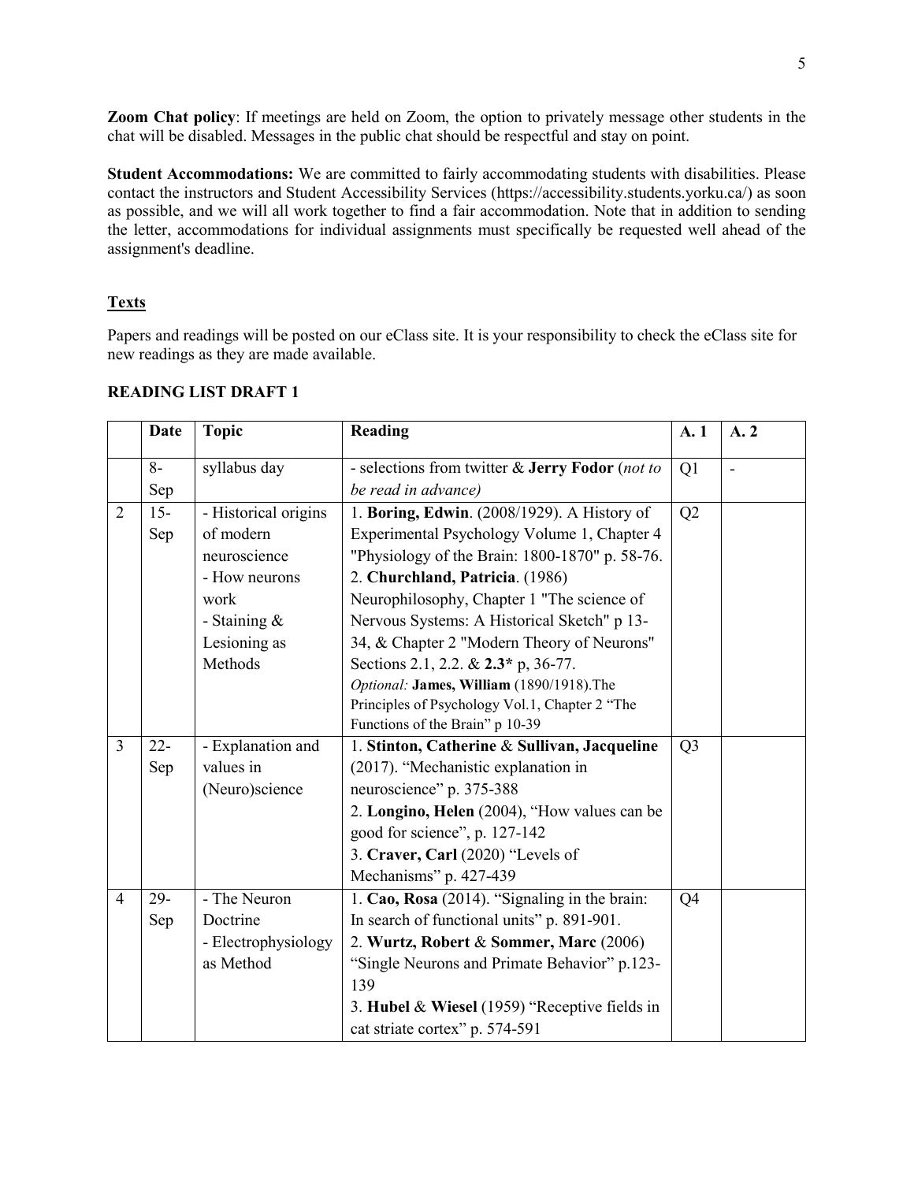**Zoom Chat policy**: If meetings are held on Zoom, the option to privately message other students in the chat will be disabled. Messages in the public chat should be respectful and stay on point.

**Student Accommodations:** We are committed to fairly accommodating students with disabilities. Please contact the instructors and Student Accessibility Services (https://accessibility.students.yorku.ca/) as soon as possible, and we will all work together to find a fair accommodation. Note that in addition to sending the letter, accommodations for individual assignments must specifically be requested well ahead of the assignment's deadline.

## Texts

Papers and readings will be posted on our eClass site. It is your responsibility to check the eClass site for new readings as they are made available.

### READING LIST DRAFT 1

| | Date | Topic | Reading | A. 1 | A. 2 |
|---|---|---|---|---|---|
| | 8-Sep | syllabus day | - selections from twitter & **Jerry Fodor** (*not to be read in advance)* | Q1 | - |
| 2 | 15-Sep | - Historical origins of modern neuroscience<br>- How neurons work<br>- Staining & Lesioning as Methods | 1. **Boring, Edwin**. (2008/1929). A History of Experimental Psychology Volume 1, Chapter 4 "Physiology of the Brain: 1800-1870" p. 58-76.<br>2. **Churchland, Patricia**. (1986) Neurophilosophy, Chapter 1 "The science of Nervous Systems: A Historical Sketch" p 13-34, & Chapter 2 "Modern Theory of Neurons" Sections 2.1, 2.2. & **2.3*** p, 36-77.<br>*Optional:* **James, William** (1890/1918).The Principles of Psychology Vol.1, Chapter 2 "The Functions of the Brain" p 10-39 | Q2 | |
| 3 | 22-Sep | - Explanation and values in (Neuro)science | 1. **Stinton, Catherine** & **Sullivan, Jacqueline** (2017). "Mechanistic explanation in neuroscience" p. 375-388<br>2. **Longino, Helen** (2004), "How values can be good for science", p. 127-142<br>3. **Craver, Carl** (2020) "Levels of Mechanisms" p. 427-439 | Q3 | |
| 4 | 29-Sep | - The Neuron Doctrine<br>- Electrophysiology as Method | 1. **Cao, Rosa** (2014). "Signaling in the brain: In search of functional units" p. 891-901.<br>2. **Wurtz, Robert** & **Sommer, Marc** (2006) "Single Neurons and Primate Behavior" p.123-139<br>3. **Hubel** & **Wiesel** (1959) "Receptive fields in cat striate cortex" p. 574-591 | Q4 | |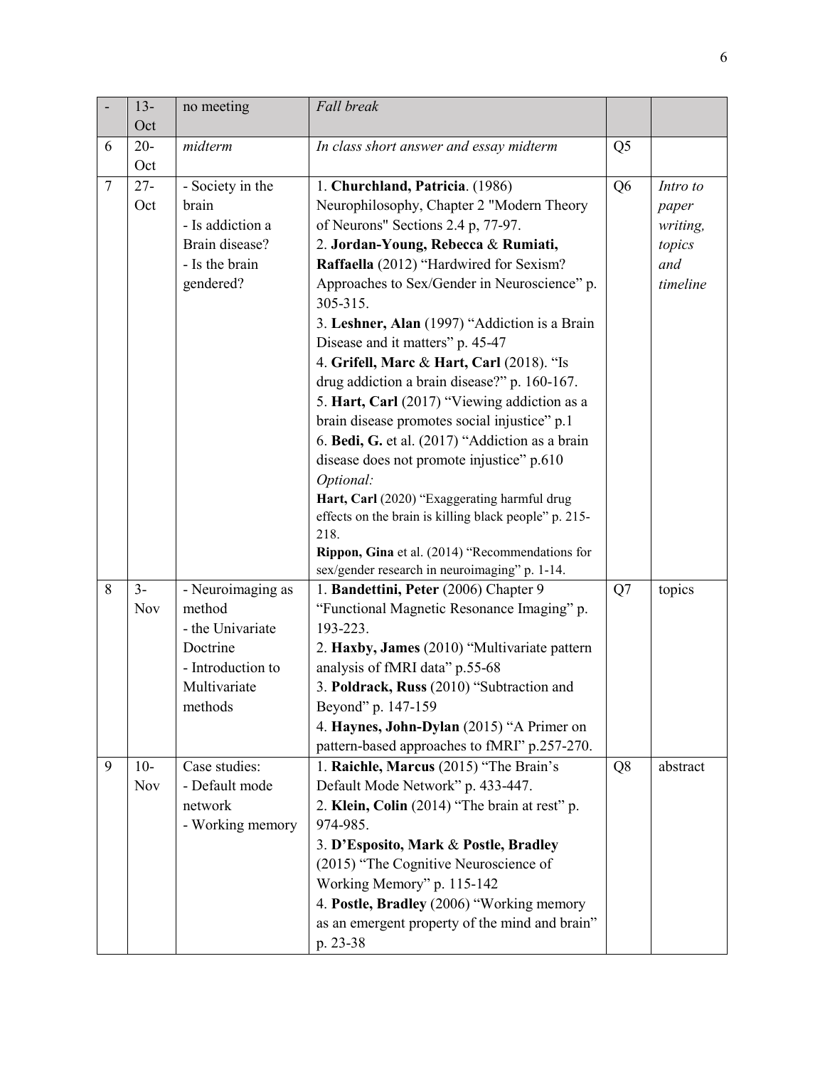| - | 13-Oct | no meeting | *Fall break* | | |
|---|---|---|---|---|---|
| 6 | 20-Oct | *midterm* | *In class short answer and essay midterm* | Q5 | |
| 7 | 27-Oct | - Society in the brain<br>- Is addiction a Brain disease?<br>- Is the brain gendered? | 1. **Churchland, Patricia**. (1986) Neurophilosophy, Chapter 2 "Modern Theory of Neurons" Sections 2.4 p, 77-97.<br>2. **Jordan-Young, Rebecca** & **Rumiati, Raffaella** (2012) "Hardwired for Sexism? Approaches to Sex/Gender in Neuroscience" p. 305-315.<br>3. **Leshner, Alan** (1997) "Addiction is a Brain Disease and it matters" p. 45-47<br>4. **Grifell, Marc** & **Hart, Carl** (2018). "Is drug addiction a brain disease?" p. 160-167.<br>5. **Hart, Carl** (2017) "Viewing addiction as a brain disease promotes social injustice" p.1<br>6. **Bedi, G.** et al. (2017) "Addiction as a brain disease does not promote injustice" p.610<br>*Optional:*<br>**Hart, Carl** (2020) "Exaggerating harmful drug effects on the brain is killing black people" p. 215-218.<br>**Rippon, Gina** et al. (2014) "Recommendations for sex/gender research in neuroimaging" p. 1-14. | Q6 | *Intro to paper writing, topics and timeline* |
| 8 | 3-Nov | - Neuroimaging as method<br>- the Univariate Doctrine<br>- Introduction to Multivariate methods | 1. **Bandettini, Peter** (2006) Chapter 9 "Functional Magnetic Resonance Imaging" p. 193-223.<br>2. **Haxby, James** (2010) "Multivariate pattern analysis of fMRI data" p.55-68<br>3. **Poldrack, Russ** (2010) "Subtraction and Beyond" p. 147-159<br>4. **Haynes, John-Dylan** (2015) "A Primer on pattern-based approaches to fMRI" p.257-270. | Q7 | topics |
| 9 | 10-Nov | Case studies:<br>- Default mode network<br>- Working memory | 1. **Raichle, Marcus** (2015) "The Brain's Default Mode Network" p. 433-447.<br>2. **Klein, Colin** (2014) "The brain at rest" p. 974-985.<br>3. **D'Esposito, Mark** & **Postle, Bradley** (2015) "The Cognitive Neuroscience of Working Memory" p. 115-142<br>4. **Postle, Bradley** (2006) "Working memory as an emergent property of the mind and brain" p. 23-38 | Q8 | abstract |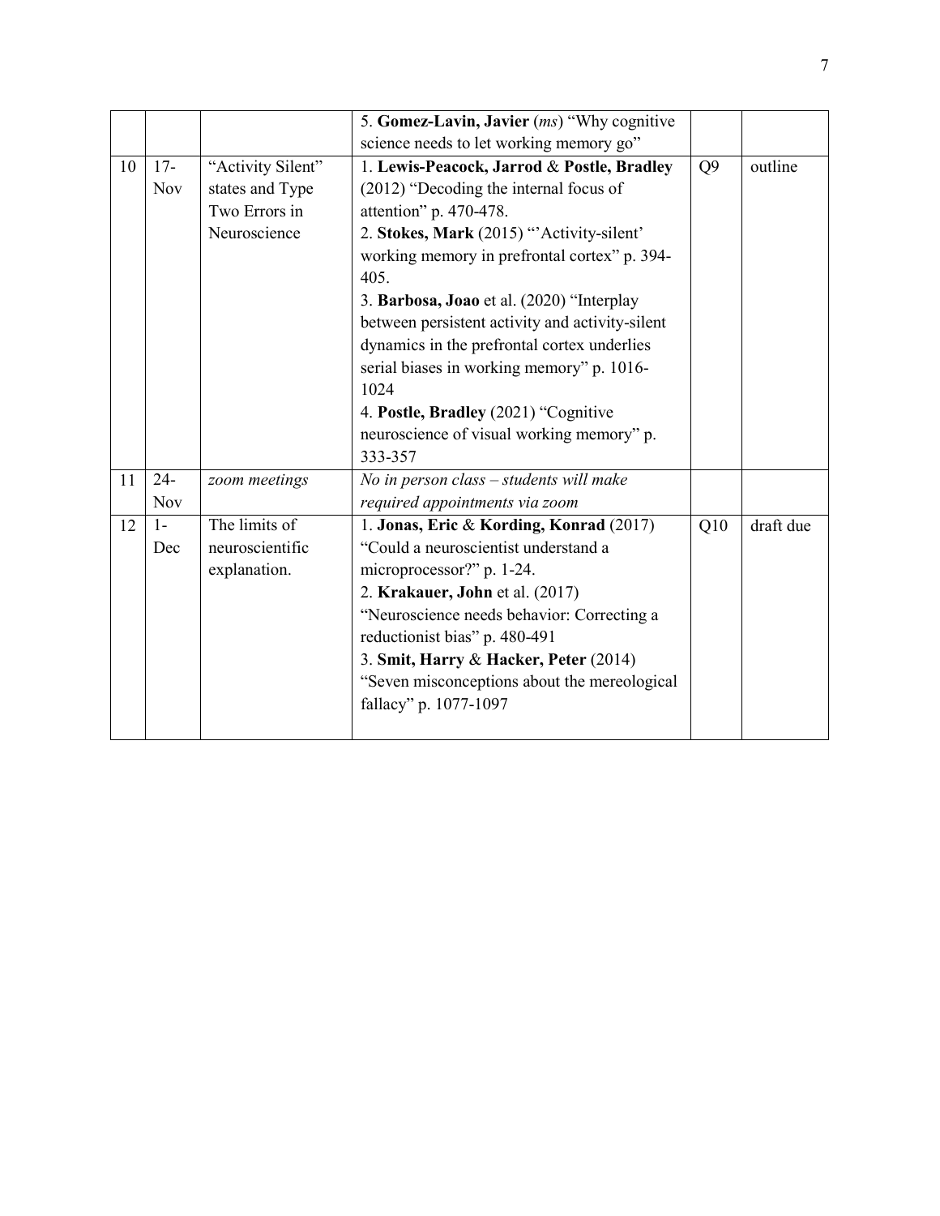| | | | | | |
|---|---|---|---|---|---|
| | | | 5. **Gomez-Lavin, Javier** (*ms*) "Why cognitive science needs to let working memory go" | | |
| 10 | 17-Nov | "Activity Silent" states and Type Two Errors in Neuroscience | 1. **Lewis-Peacock, Jarrod** & **Postle, Bradley** (2012) "Decoding the internal focus of attention" p. 470-478.<br>2. **Stokes, Mark** (2015) "'Activity-silent' working memory in prefrontal cortex" p. 394-405.<br>3. **Barbosa, Joao** et al. (2020) "Interplay between persistent activity and activity-silent dynamics in the prefrontal cortex underlies serial biases in working memory" p. 1016-1024<br>4. **Postle, Bradley** (2021) "Cognitive neuroscience of visual working memory" p. 333-357 | Q9 | outline |
| 11 | 24-Nov | *zoom meetings* | *No in person class – students will make required appointments via zoom* | | |
| 12 | 1-Dec | The limits of neuroscientific explanation. | 1. **Jonas, Eric** & **Kording, Konrad** (2017) "Could a neuroscientist understand a microprocessor?" p. 1-24.<br>2. **Krakauer, John** et al. (2017) "Neuroscience needs behavior: Correcting a reductionist bias" p. 480-491<br>3. **Smit, Harry** & **Hacker, Peter** (2014) "Seven misconceptions about the mereological fallacy" p. 1077-1097 | Q10 | draft due |